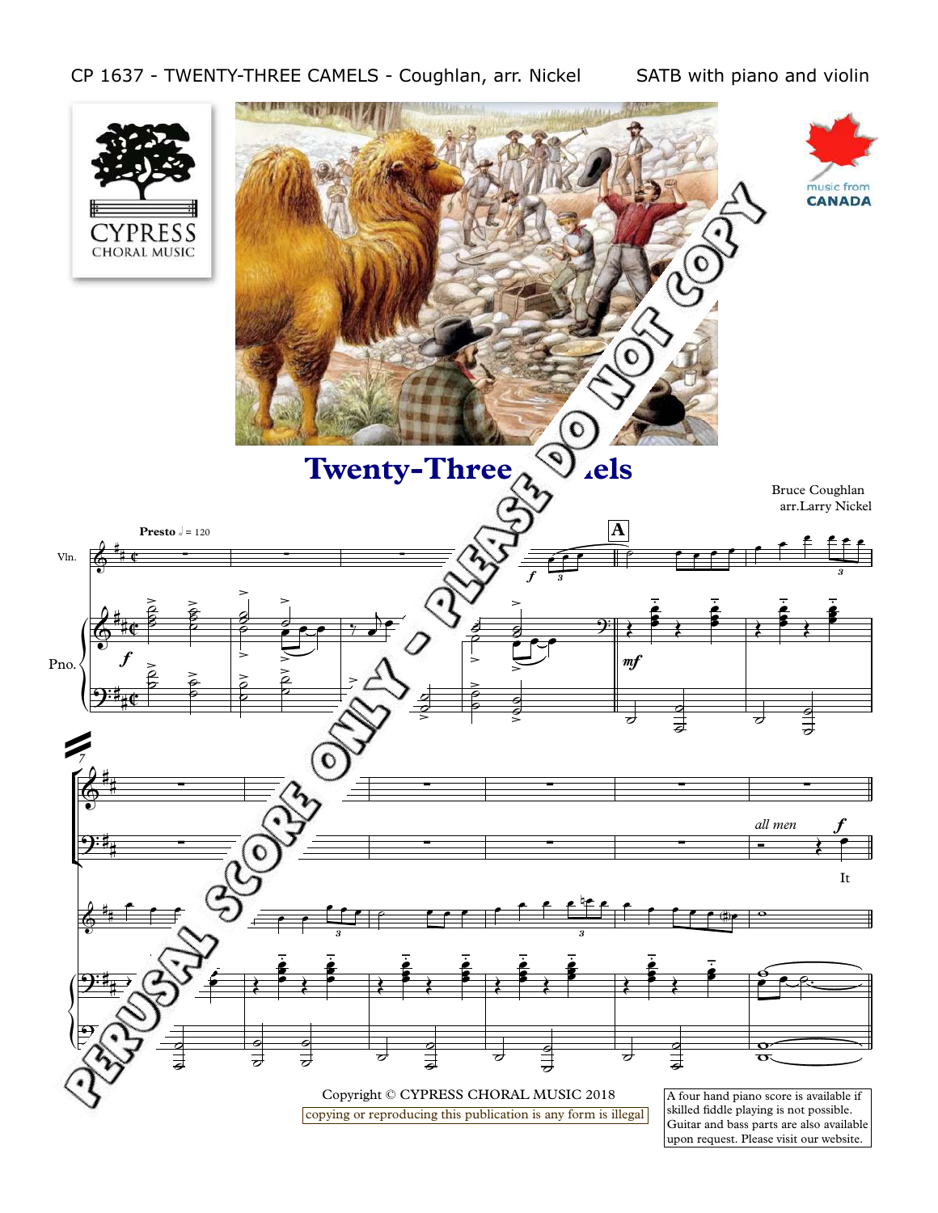CP 1637 - TWENTY-THREE CAMELS - Coughlan, arr. Nickel SATB with piano and violin

CYPRESS CHORAL MUSIC

music from CANADA

# Twenty-Three Camels

Bruce Coughlan
arr.Larry Nickel

PERUSAL SCORE ONLY - PLEASE DO NOT COPY

Copyright © CYPRESS CHORAL MUSIC 2018

copying or reproducing this publication is any form is illegal

A four hand piano score is available if skilled fiddle playing is not possible. Guitar and bass parts are also available upon request. Please visit our website.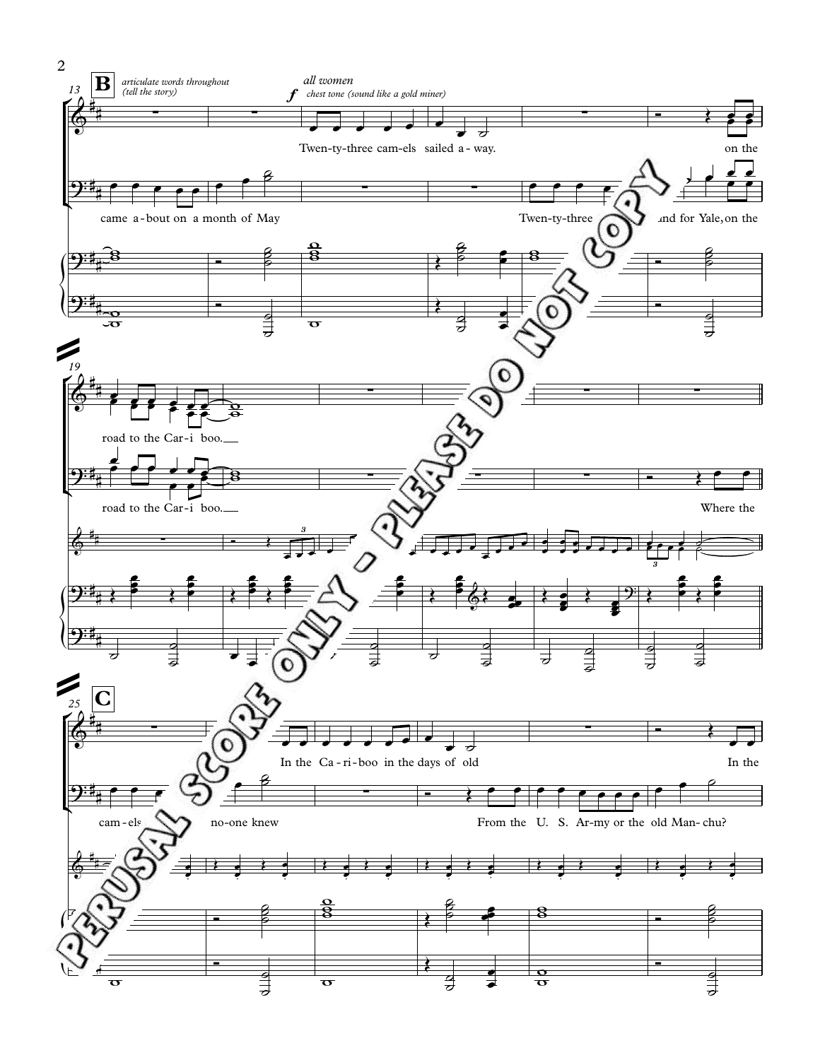**B** *articulate words throughout (tell the story)*

**f** *all women* *chest tone (sound like a gold miner)*

Twen-ty-three cam-els sailed a-way. on the

came a-bout on a month of May Twen-ty-three ...and for Yale, on the

road to the Car-i boo.

road to the Car-i boo. Where the

**C**

In the Ca-ri-boo in the days of old In the

cam-els ... no-one knew From the U. S. Ar-my or the old Man-chu?

PERUSAL SCORE ONLY - PLEASE DO NOT COPY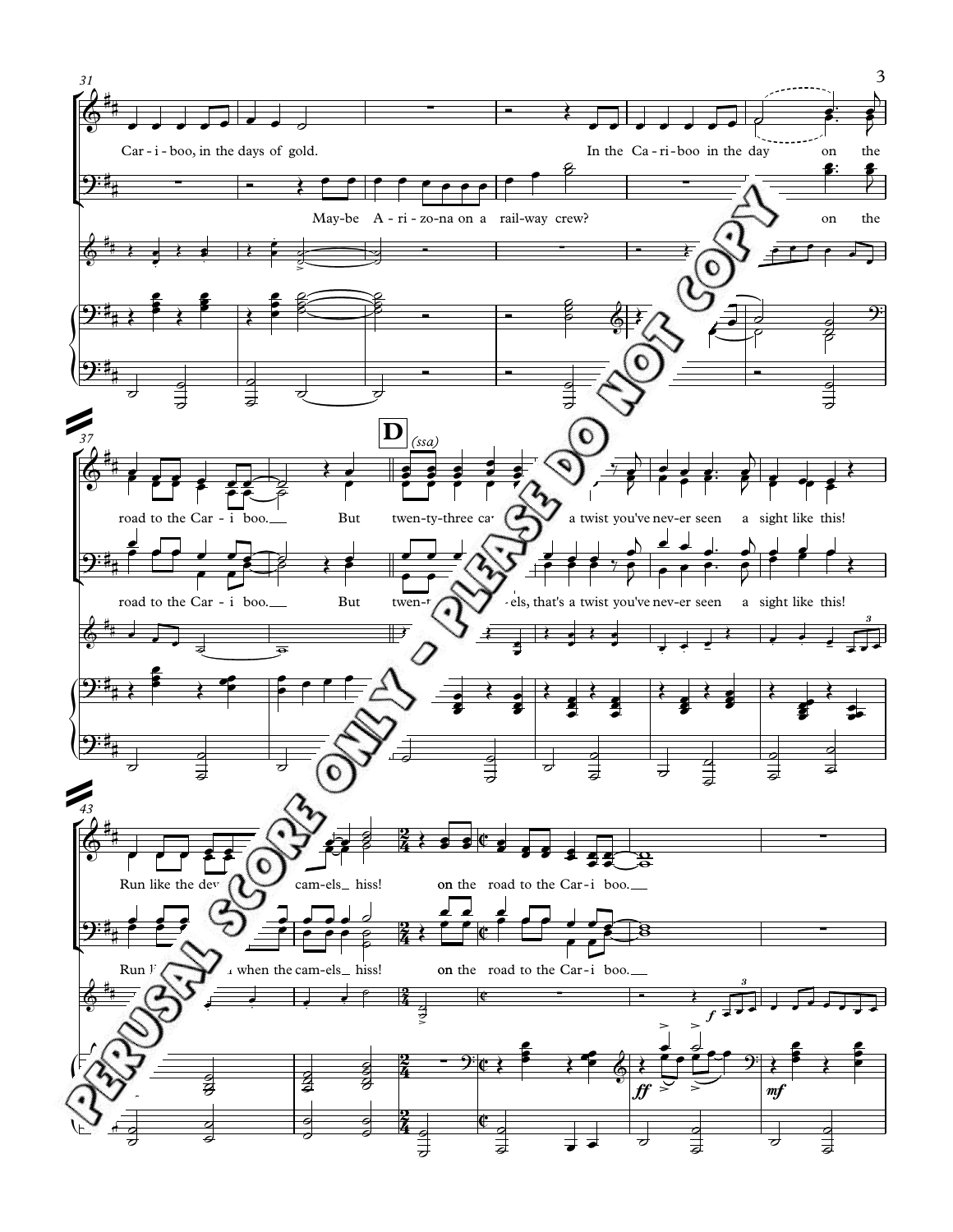31

Car-i-boo, in the days of gold. In the Ca-ri-boo in the day on the

May-be A-ri-zo-na on a rail-way crew? on the

37

**D** *(ssa)*

road to the Car-i boo. But twen-ty-three ca a twist you've nev-er seen a sight like this!

road to the Car-i boo. But twen- -els, that's a twist you've nev-er seen a sight like this!

43

Run like the dev cam-els hiss! on the road to the Car-i boo.

Run l n when the cam-els hiss! on the road to the Car-i boo.

*f* *ff* *mf*

PERUSAL SCORE ONLY - PLEASE DO NOT COPY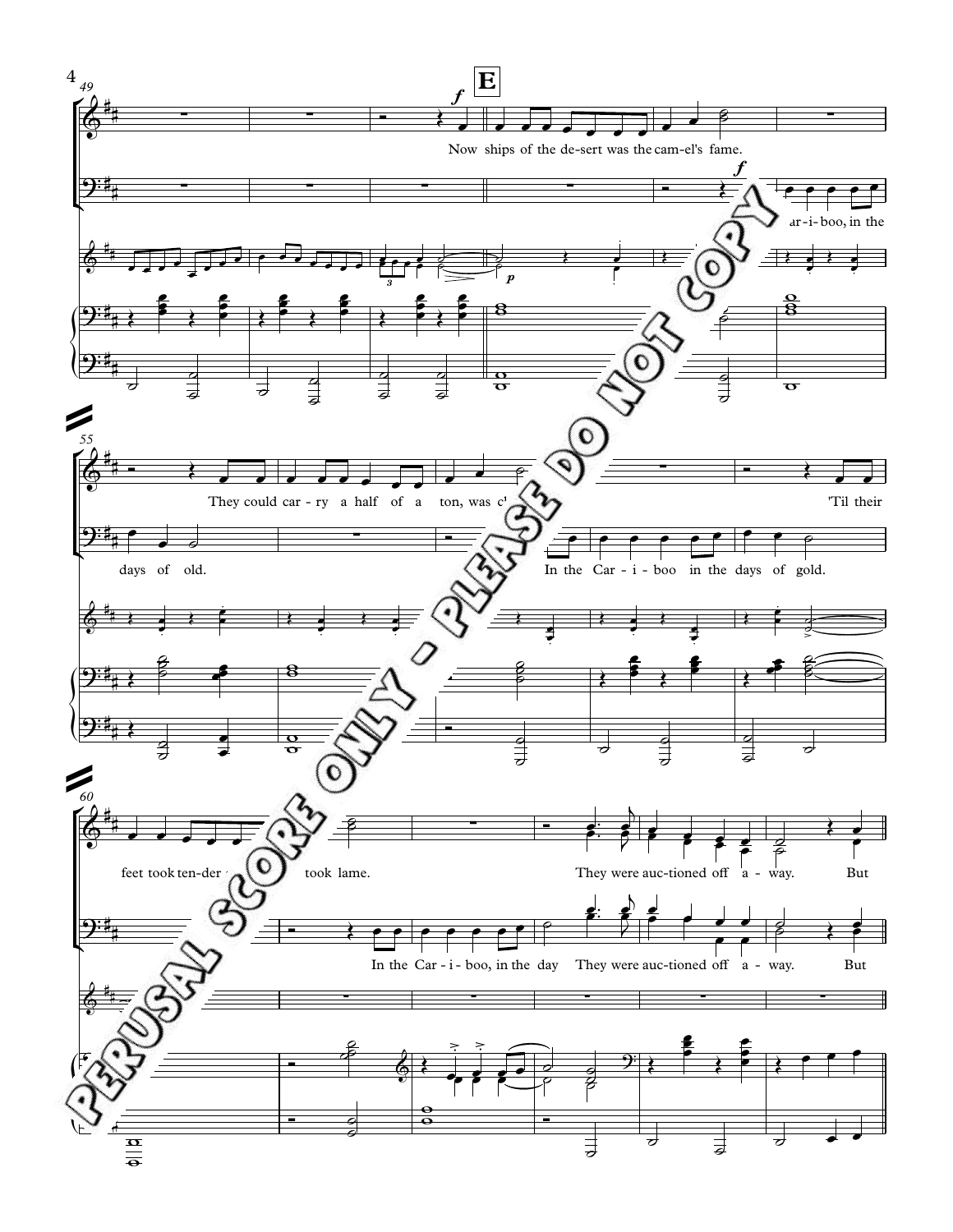**E**

49

Now ships of the de-sert was the cam-el's fame.

ar-i-boo, in the

55

They could car-ry a half of a ton, was c

days of old.

'Til their

In the Car-i-boo in the days of gold.

60

feet took ten-der took lame.

They were auc-tioned off a-way. But

In the Car-i-boo, in the day They were auc-tioned off a-way. But

PERUSAL SCORE ONLY - PLEASE DO NOT COPY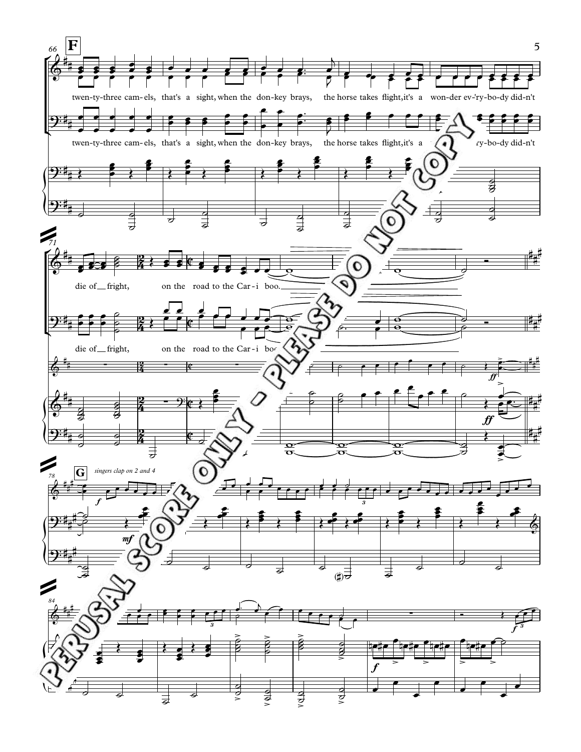**F**

twen-ty-three cam-els, that's a sight, when the don-key brays, the horse takes flight, it's a won-der ev-'ry-bo-dy did-n't

twen-ty-three cam-els, that's a sight, when the don-key brays, the horse takes flight, it's a won-der ev-'ry-bo-dy did-n't

die of __ fright, on the road to the Car - i boo.

die of __ fright, on the road to the Car - i boo.

**G**

*singers clap on 2 and 4*

PERUSAL SCORE ONLY - PLEASE DO NOT COPY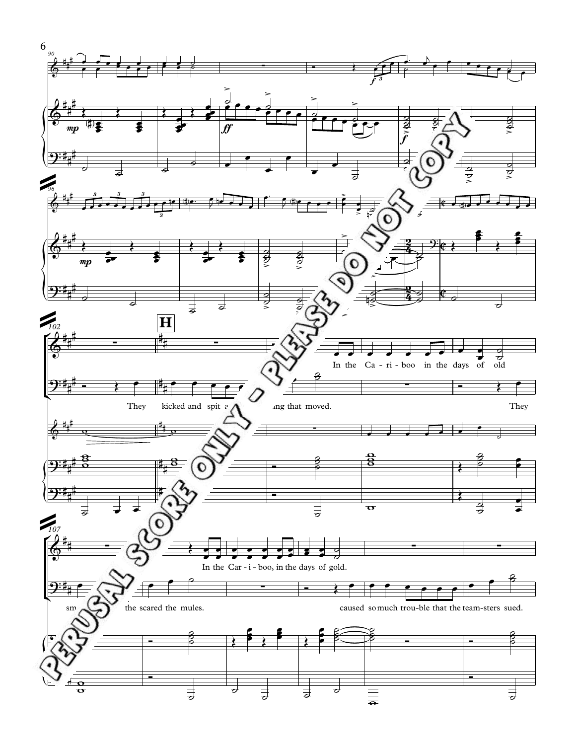**H**

In the Ca - ri - boo in the days of old

They kicked and spit a... ...ing that moved. They

In the Car - i - boo, in the days of gold.

sm... ...the scared the mules. caused so much trou - ble that the team - sters sued.

PERUSAL SCORE ONLY - PLEASE DO NOT COPY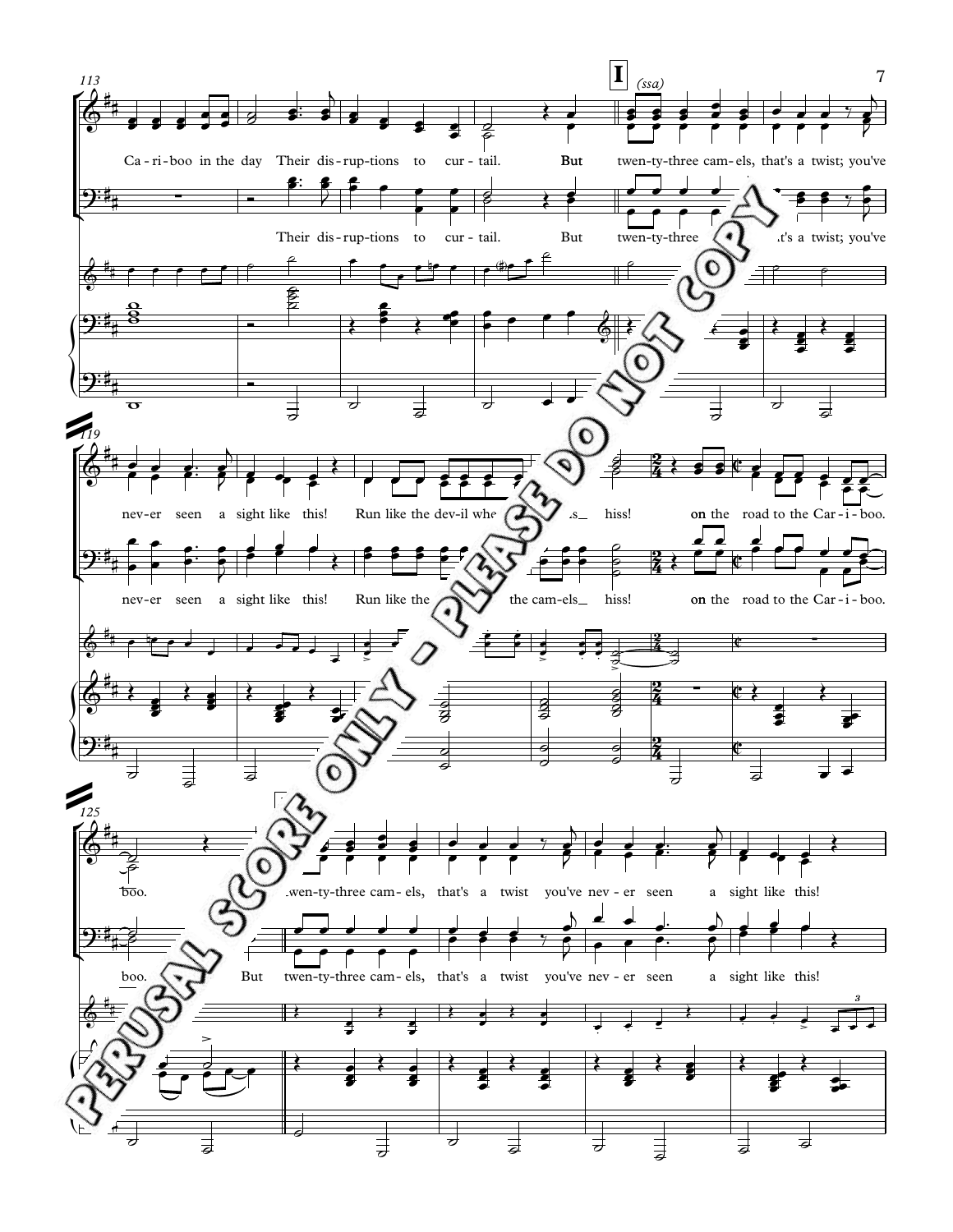I (ssa)

Ca-ri-boo in the day Their dis-rup-tions to cur-tail. But twen-ty-three cam-els, that's a twist; you've

Their dis-rup-tions to cur-tail. But twen-ty-three cam-els, that's a twist; you've

nev-er seen a sight like this! Run like the dev-il when the cam-els hiss! on the road to the Car-i-boo.

nev-er seen a sight like this! Run like the dev-il when the cam-els hiss! on the road to the Car-i-boo.

boo. But twen-ty-three cam-els, that's a twist you've nev-er seen a sight like this!

boo. But twen-ty-three cam-els, that's a twist you've nev-er seen a sight like this!

PERUSAL SCORE ONLY - PLEASE DO NOT COPY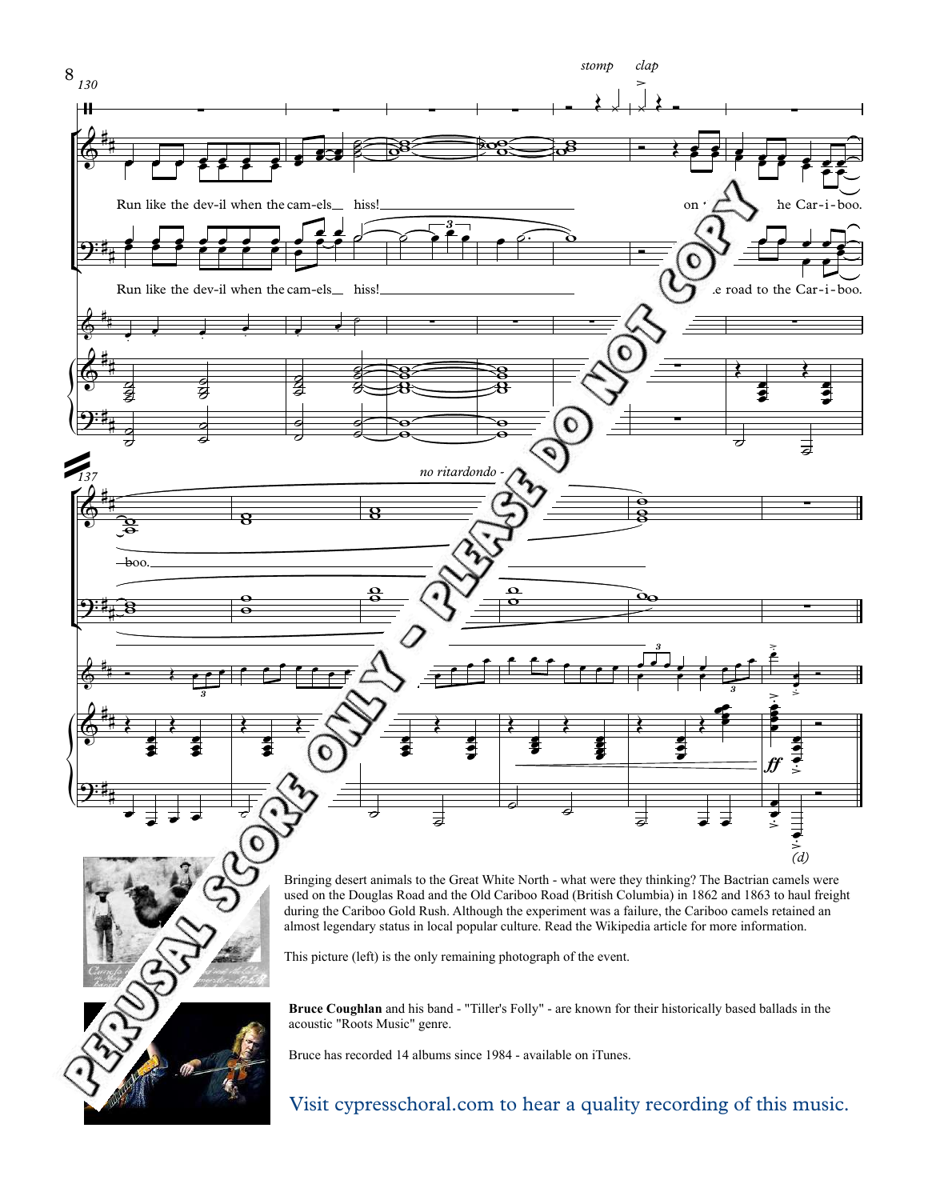Bringing desert animals to the Great White North - what were they thinking? The Bactrian camels were used on the Douglas Road and the Old Cariboo Road (British Columbia) in 1862 and 1863 to haul freight during the Cariboo Gold Rush. Although the experiment was a failure, the Cariboo camels retained an almost legendary status in local popular culture. Read the Wikipedia article for more information.

This picture (left) is the only remaining photograph of the event.

**Bruce Coughlan** and his band - "Tiller's Folly" - are known for their historically based ballads in the acoustic "Roots Music" genre.

Bruce has recorded 14 albums since 1984 - available on iTunes.

Visit cypresschoral.com to hear a quality recording of this music.